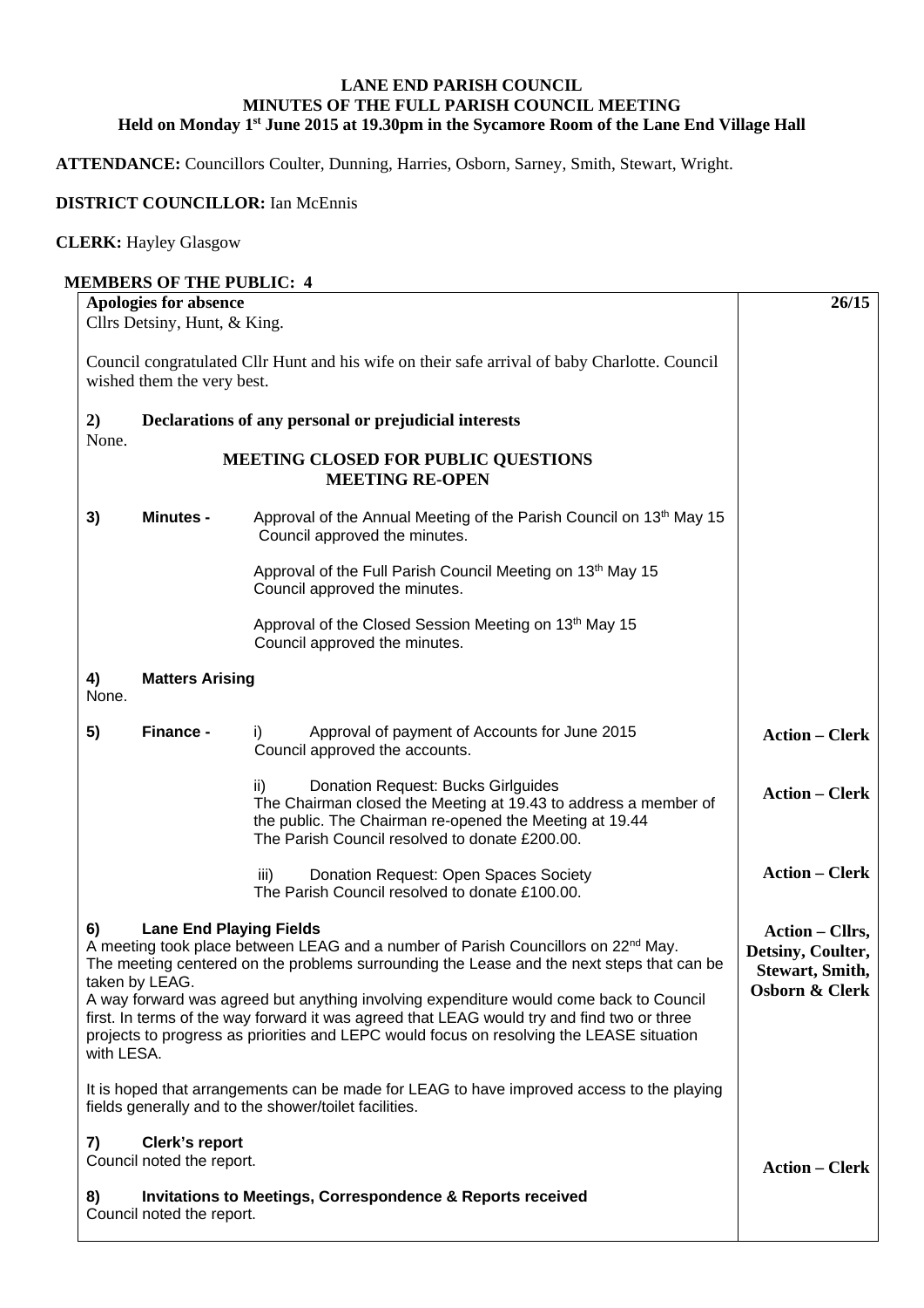**LANE END PARISH COUNCIL**
**MINUTES OF THE FULL PARISH COUNCIL MEETING**
**Held on Monday 1st June 2015 at 19.30pm in the Sycamore Room of the Lane End Village Hall**

**ATTENDANCE:** Councillors Coulter, Dunning, Harries, Osborn, Sarney, Smith, Stewart, Wright.

**DISTRICT COUNCILLOR:** Ian McEnnis

**CLERK:** Hayley Glasgow

**MEMBERS OF THE PUBLIC: 4**

| | |
|---|---|
| **Apologies for absence**<br>Cllrs Detsiny, Hunt, & King.<br><br>Council congratulated Cllr Hunt and his wife on their safe arrival of baby Charlotte. Council wished them the very best. | **26/15** |
| **2) Declarations of any personal or prejudicial interests**<br>None. | |
| **MEETING CLOSED FOR PUBLIC QUESTIONS**<br>**MEETING RE-OPEN** | |
| **3) Minutes -** Approval of the Annual Meeting of the Parish Council on 13th May 15<br>Council approved the minutes.<br><br>Approval of the Full Parish Council Meeting on 13th May 15<br>Council approved the minutes.<br><br>Approval of the Closed Session Meeting on 13th May 15<br>Council approved the minutes. | |
| **4) Matters Arising**<br>None. | |
| **5) Finance -** i) Approval of payment of Accounts for June 2015<br>Council approved the accounts. | **Action – Clerk** |
| ii) Donation Request: Bucks Girlguides<br>The Chairman closed the Meeting at 19.43 to address a member of the public. The Chairman re-opened the Meeting at 19.44<br>The Parish Council resolved to donate £200.00. | **Action – Clerk** |
| iii) Donation Request: Open Spaces Society<br>The Parish Council resolved to donate £100.00. | **Action – Clerk** |
| **6) Lane End Playing Fields**<br>A meeting took place between LEAG and a number of Parish Councillors on 22nd May. The meeting centered on the problems surrounding the Lease and the next steps that can be taken by LEAG.<br>A way forward was agreed but anything involving expenditure would come back to Council first. In terms of the way forward it was agreed that LEAG would try and find two or three projects to progress as priorities and LEPC would focus on resolving the LEASE situation with LESA.<br><br>It is hoped that arrangements can be made for LEAG to have improved access to the playing fields generally and to the shower/toilet facilities. | **Action – Cllrs, Detsiny, Coulter, Stewart, Smith, Osborn & Clerk** |
| **7) Clerk's report**<br>Council noted the report. | **Action – Clerk** |
| **8) Invitations to Meetings, Correspondence & Reports received**<br>Council noted the report. | |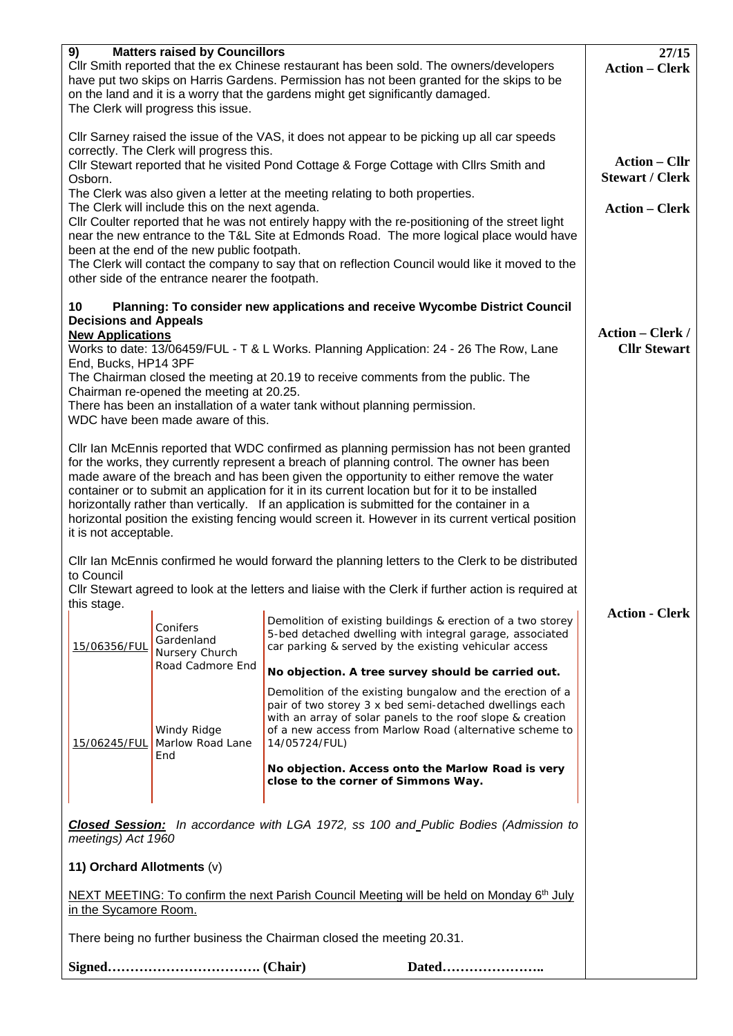**9) Matters raised by Councillors** — 27/15

Cllr Smith reported that the ex Chinese restaurant has been sold. The owners/developers have put two skips on Harris Gardens. Permission has not been granted for the skips to be on the land and it is a worry that the gardens might get significantly damaged.
The Clerk will progress this issue.

**Action – Clerk**

Cllr Sarney raised the issue of the VAS, it does not appear to be picking up all car speeds correctly. The Clerk will progress this.

**Action – Cllr Stewart / Clerk**

Cllr Stewart reported that he visited Pond Cottage & Forge Cottage with Cllrs Smith and Osborn.
The Clerk was also given a letter at the meeting relating to both properties.
The Clerk will include this on the next agenda.

**Action – Clerk**

Cllr Coulter reported that he was not entirely happy with the re-positioning of the street light near the new entrance to the T&L Site at Edmonds Road. The more logical place would have been at the end of the new public footpath.
The Clerk will contact the company to say that on reflection Council would like it moved to the other side of the entrance nearer the footpath.

**10 Planning: To consider new applications and receive Wycombe District Council Decisions and Appeals**

**New Applications**

**Action – Clerk / Cllr Stewart**

Works to date: 13/06459/FUL - T & L Works. Planning Application: 24 - 26 The Row, Lane End, Bucks, HP14 3PF
The Chairman closed the meeting at 20.19 to receive comments from the public. The Chairman re-opened the meeting at 20.25.
There has been an installation of a water tank without planning permission.
WDC have been made aware of this.

Cllr Ian McEnnis reported that WDC confirmed as planning permission has not been granted for the works, they currently represent a breach of planning control. The owner has been made aware of the breach and has been given the opportunity to either remove the water container or to submit an application for it in its current location but for it to be installed horizontally rather than vertically. If an application is submitted for the container in a horizontal position the existing fencing would screen it. However in its current vertical position it is not acceptable.

Cllr Ian McEnnis confirmed he would forward the planning letters to the Clerk to be distributed to Council
Cllr Stewart agreed to look at the letters and liaise with the Clerk if further action is required at this stage.

**Action - Clerk**

| | | |
|---|---|---|
| 15/06356/FUL | Conifers Gardenland Nursery Church Road Cadmore End | Demolition of existing buildings & erection of a two storey 5-bed detached dwelling with integral garage, associated car parking & served by the existing vehicular access<br><br>**No objection. A tree survey should be carried out.** |
| 15/06245/FUL | Windy Ridge Marlow Road Lane End | Demolition of the existing bungalow and the erection of a pair of two storey 3 x bed semi-detached dwellings each with an array of solar panels to the roof slope & creation of a new access from Marlow Road (alternative scheme to 14/05724/FUL)<br><br>**No objection. Access onto the Marlow Road is very close to the corner of Simmons Way.** |

***Closed Session:*** *In accordance with LGA 1972, ss 100 and Public Bodies (Admission to meetings) Act 1960*

**11) Orchard Allotments** (v)

NEXT MEETING: To confirm the next Parish Council Meeting will be held on Monday 6th July in the Sycamore Room.

There being no further business the Chairman closed the meeting 20.31.

**Signed……………………………. (Chair) Dated…………………..**